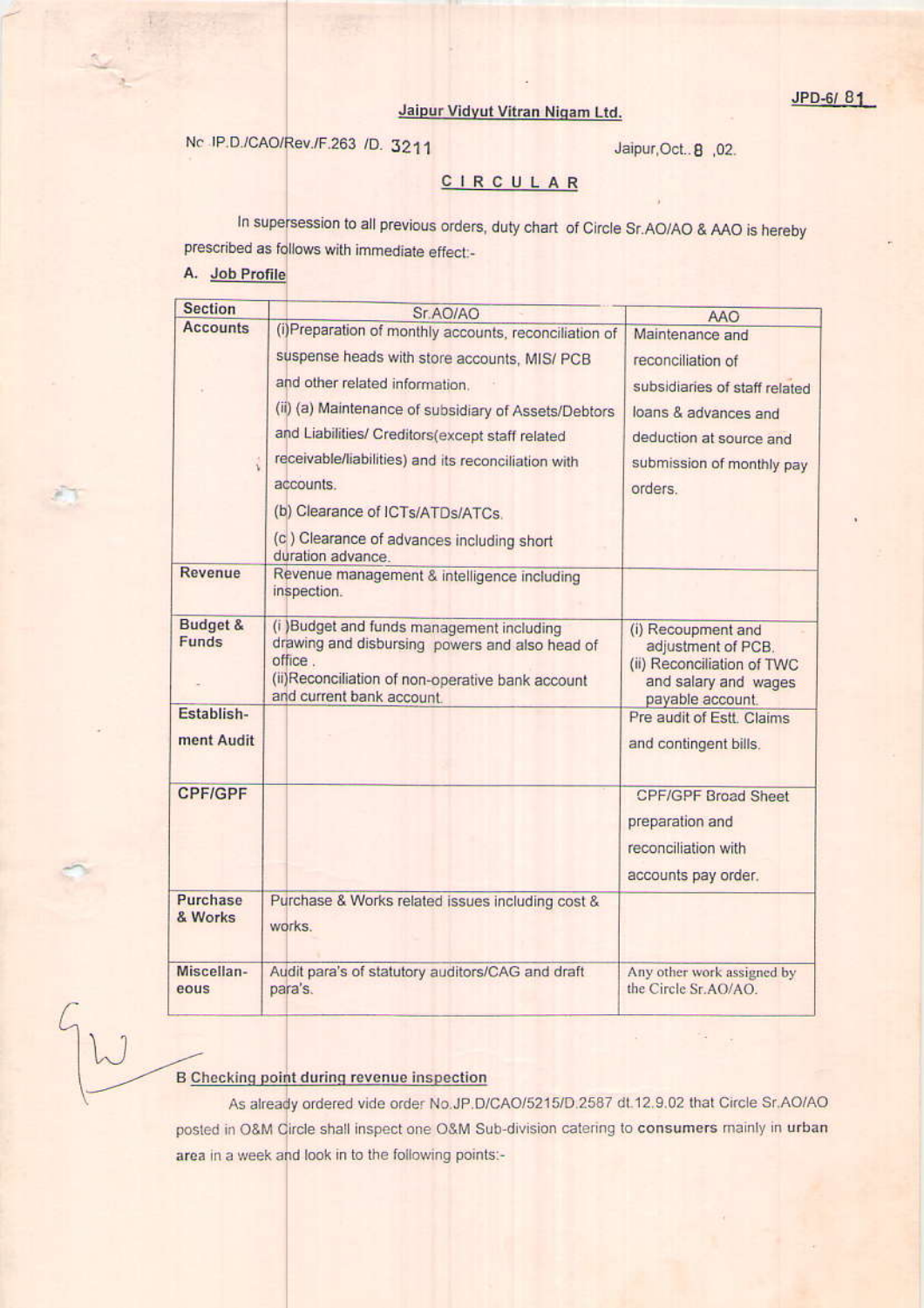JPD-6/ 81

## Jaipur Vidyut Vitran Nigam Ltd.

No IP.D./CAO/Rev./F.263 /D. 3211 Jaipur,Oct..8 ,02.

## CIRCULAR

In supersession to all previous orders, duty chart of Circle Sr.AO/AO & AAO is hereby prescribed as follows with immediate effect:-

A. **Job Profile**

| Section | Sr.AO/AO | AAO |
|---|---|---|
| Accounts | (i)Preparation of monthly accounts, reconciliation of suspense heads with store accounts, MIS/ PCB and other related information.<br>(ii) (a) Maintenance of subsidiary of Assets/Debtors and Liabilities/ Creditors(except staff related receivable/liabilities) and its reconciliation with accounts.<br>(b) Clearance of ICTs/ATDs/ATCs.<br>(c ) Clearance of advances including short duration advance. | Maintenance and reconciliation of subsidiaries of staff related loans & advances and deduction at source and submission of monthly pay orders. |
| Revenue | Revenue management & intelligence including inspection. | |
| Budget & Funds | (i )Budget and funds management including drawing and disbursing powers and also head of office .<br>(ii)Reconciliation of non-operative bank account and current bank account. | (i) Recoupment and adjustment of PCB.<br>(ii) Reconciliation of TWC and salary and wages payable account. |
| Establish-ment Audit | | Pre audit of Estt. Claims and contingent bills. |
| CPF/GPF | | CPF/GPF Broad Sheet preparation and reconciliation with accounts pay order. |
| Purchase & Works | Purchase & Works related issues including cost & works. | |
| Miscellan-eous | Audit para's of statutory auditors/CAG and draft para's. | Any other work assigned by the Circle Sr.AO/AO. |

B **Checking point during revenue inspection**

As already ordered vide order No.JP.D/CAO/5215/D.2587 dt.12.9.02 that Circle Sr.AO/AO posted in O&M Circle shall inspect one O&M Sub-division catering to **consumers** mainly in **urban** area in a week and look in to the following points:-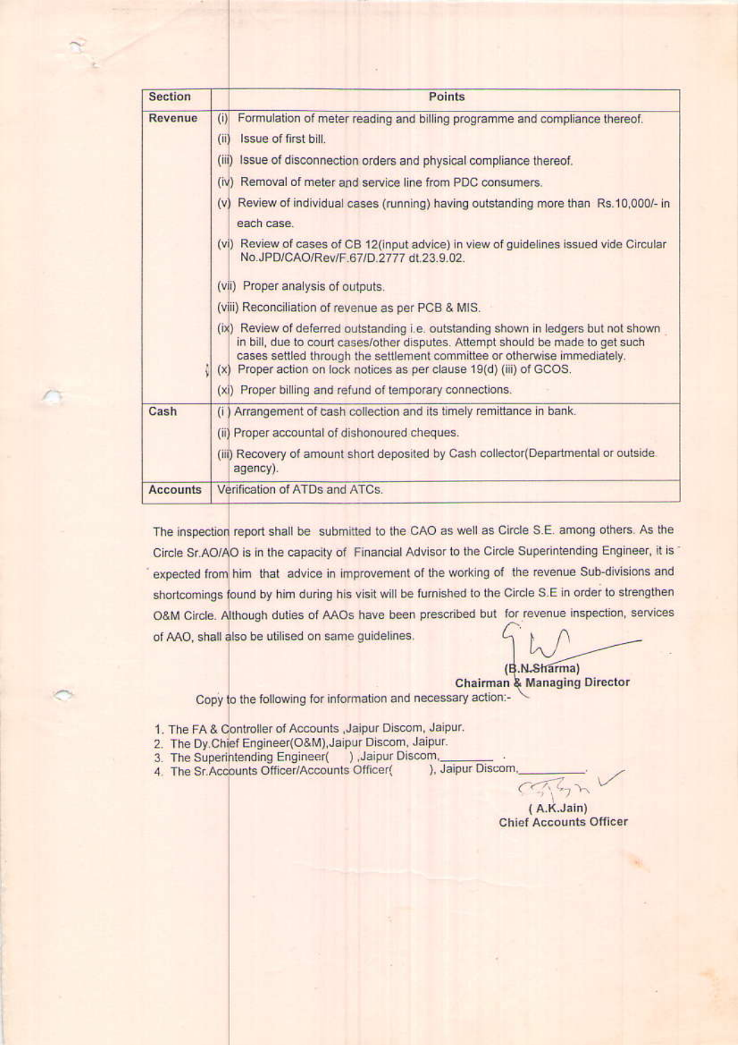| Section | Points |
|---|---|
| Revenue | (i) Formulation of meter reading and billing programme and compliance thereof. |
| | (ii) Issue of first bill. |
| | (iii) Issue of disconnection orders and physical compliance thereof. |
| | (iv) Removal of meter and service line from PDC consumers. |
| | (v) Review of individual cases (running) having outstanding more than Rs.10,000/- in each case. |
| | (vi) Review of cases of CB 12(input advice) in view of guidelines issued vide Circular No.JPD/CAO/Rev/F.67/D.2777 dt.23.9.02. |
| | (vii) Proper analysis of outputs. |
| | (viii) Reconciliation of revenue as per PCB & MIS. |
| | (ix) Review of deferred outstanding i.e. outstanding shown in ledgers but not shown in bill, due to court cases/other disputes. Attempt should be made to get such cases settled through the settlement committee or otherwise immediately. |
| | (x) Proper action on lock notices as per clause 19(d) (iii) of GCOS. |
| | (xi) Proper billing and refund of temporary connections. |
| Cash | (i) Arrangement of cash collection and its timely remittance in bank. |
| | (ii) Proper accountal of dishonoured cheques. |
| | (iii) Recovery of amount short deposited by Cash collector(Departmental or outside agency). |
| Accounts | Verification of ATDs and ATCs. |

The inspection report shall be submitted to the CAO as well as Circle S.E. among others. As the Circle Sr.AO/AO is in the capacity of Financial Advisor to the Circle Superintending Engineer, it is expected from him that advice in improvement of the working of the revenue Sub-divisions and shortcomings found by him during his visit will be furnished to the Circle S.E in order to strengthen O&M Circle. Although duties of AAOs have been prescribed but for revenue inspection, services of AAO, shall also be utilised on same guidelines.

(B.N.Sharma)
**Chairman & Managing Director**

Copy to the following for information and necessary action:-

1. The FA & Controller of Accounts ,Jaipur Discom, Jaipur.
2. The Dy.Chief Engineer(O&M),Jaipur Discom, Jaipur.
3. The Superintending Engineer( ) ,Jaipur Discom,\_\_\_\_\_\_\_\_ .
4. The Sr.Accounts Officer/Accounts Officer( ), Jaipur Discom,\_\_\_\_\_\_\_\_\_\_ .

( A.K.Jain)
**Chief Accounts Officer**